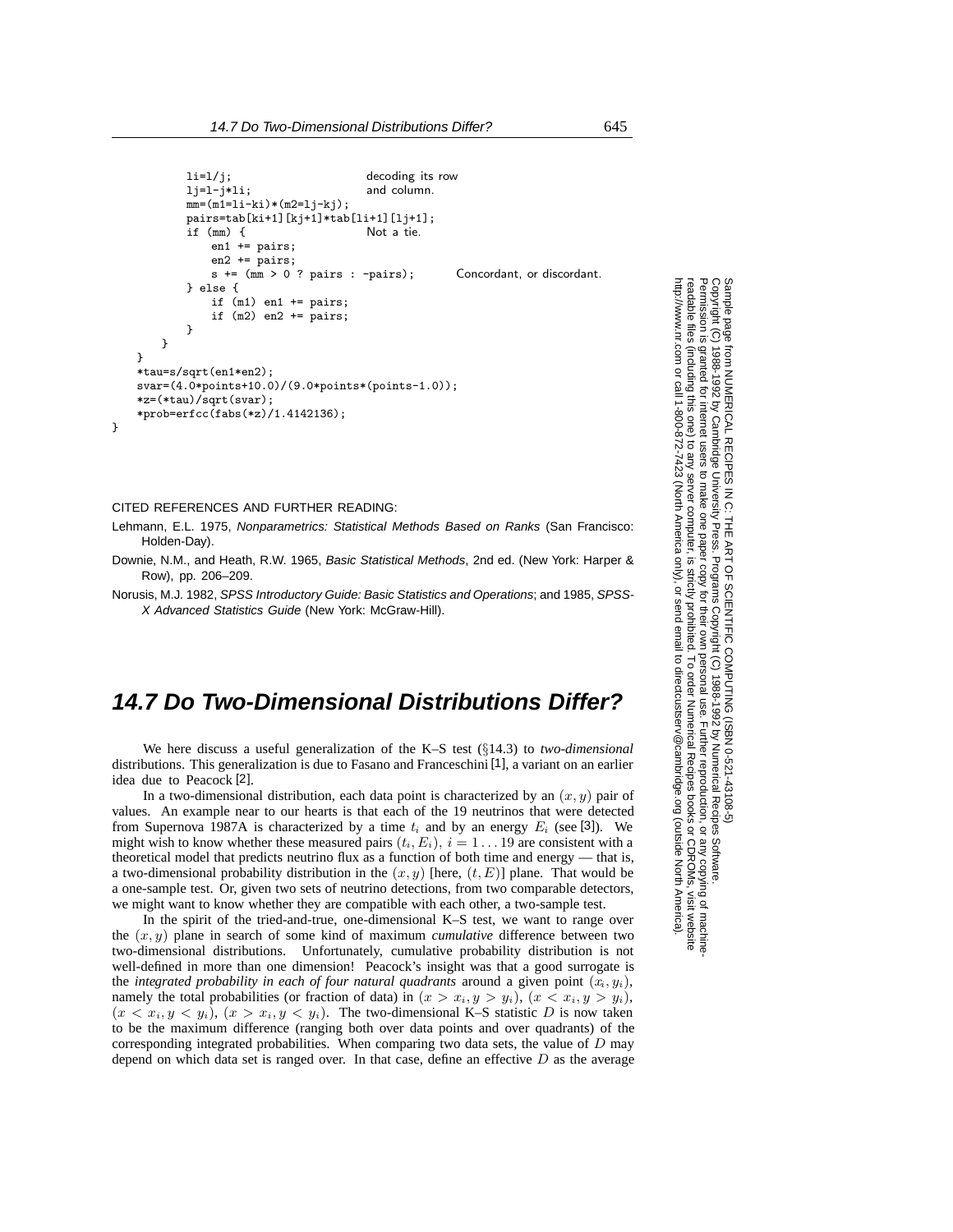```
            li=l/j;                         decoding its row
            lj=l-j*li;                      and column.
            mm=(m1=li-ki)*(m2=lj-kj);
            pairs=tab[ki+1][kj+1]*tab[li+1][lj+1];
            if (mm) {                       Not a tie.
                en1 += pairs;
                en2 += pairs;
                s += (mm > 0 ? pairs : -pairs);     Concordant, or discordant.
            } else {
                if (m1) en1 += pairs;
                if (m2) en2 += pairs;
            }
        }
    }
    *tau=s/sqrt(en1*en2);
    svar=(4.0*points+10.0)/(9.0*points*(points-1.0));
    *z=(*tau)/sqrt(svar);
    *prob=erfcc(fabs(*z)/1.4142136);
}
```

CITED REFERENCES AND FURTHER READING:

Lehmann, E.L. 1975, *Nonparametrics: Statistical Methods Based on Ranks* (San Francisco: Holden-Day).

Downie, N.M., and Heath, R.W. 1965, *Basic Statistical Methods*, 2nd ed. (New York: Harper & Row), pp. 206–209.

Norusis, M.J. 1982, *SPSS Introductory Guide: Basic Statistics and Operations*; and 1985, *SPSS-X Advanced Statistics Guide* (New York: McGraw-Hill).

## 14.7 Do Two-Dimensional Distributions Differ?

We here discuss a useful generalization of the K–S test (§14.3) to *two-dimensional* distributions. This generalization is due to Fasano and Franceschini [1], a variant on an earlier idea due to Peacock [2].

In a two-dimensional distribution, each data point is characterized by an $(x, y)$ pair of values. An example near to our hearts is that each of the 19 neutrinos that were detected from Supernova 1987A is characterized by a time $t_i$ and by an energy $E_i$ (see [3]). We might wish to know whether these measured pairs $(t_i, E_i)$, $i = 1 \ldots 19$ are consistent with a theoretical model that predicts neutrino flux as a function of both time and energy — that is, a two-dimensional probability distribution in the $(x, y)$ [here, $(t, E)$] plane. That would be a one-sample test. Or, given two sets of neutrino detections, from two comparable detectors, we might want to know whether they are compatible with each other, a two-sample test.

In the spirit of the tried-and-true, one-dimensional K–S test, we want to range over the $(x, y)$ plane in search of some kind of maximum *cumulative* difference between two two-dimensional distributions. Unfortunately, cumulative probability distribution is not well-defined in more than one dimension! Peacock's insight was that a good surrogate is the *integrated probability in each of four natural quadrants* around a given point $(x_i, y_i)$, namely the total probabilities (or fraction of data) in $(x > x_i, y > y_i)$, $(x < x_i, y > y_i)$, $(x < x_i, y < y_i)$, $(x > x_i, y < y_i)$. The two-dimensional K–S statistic $D$ is now taken to be the maximum difference (ranging both over data points and over quadrants) of the corresponding integrated probabilities. When comparing two data sets, the value of $D$ may depend on which data set is ranged over. In that case, define an effective $D$ as the average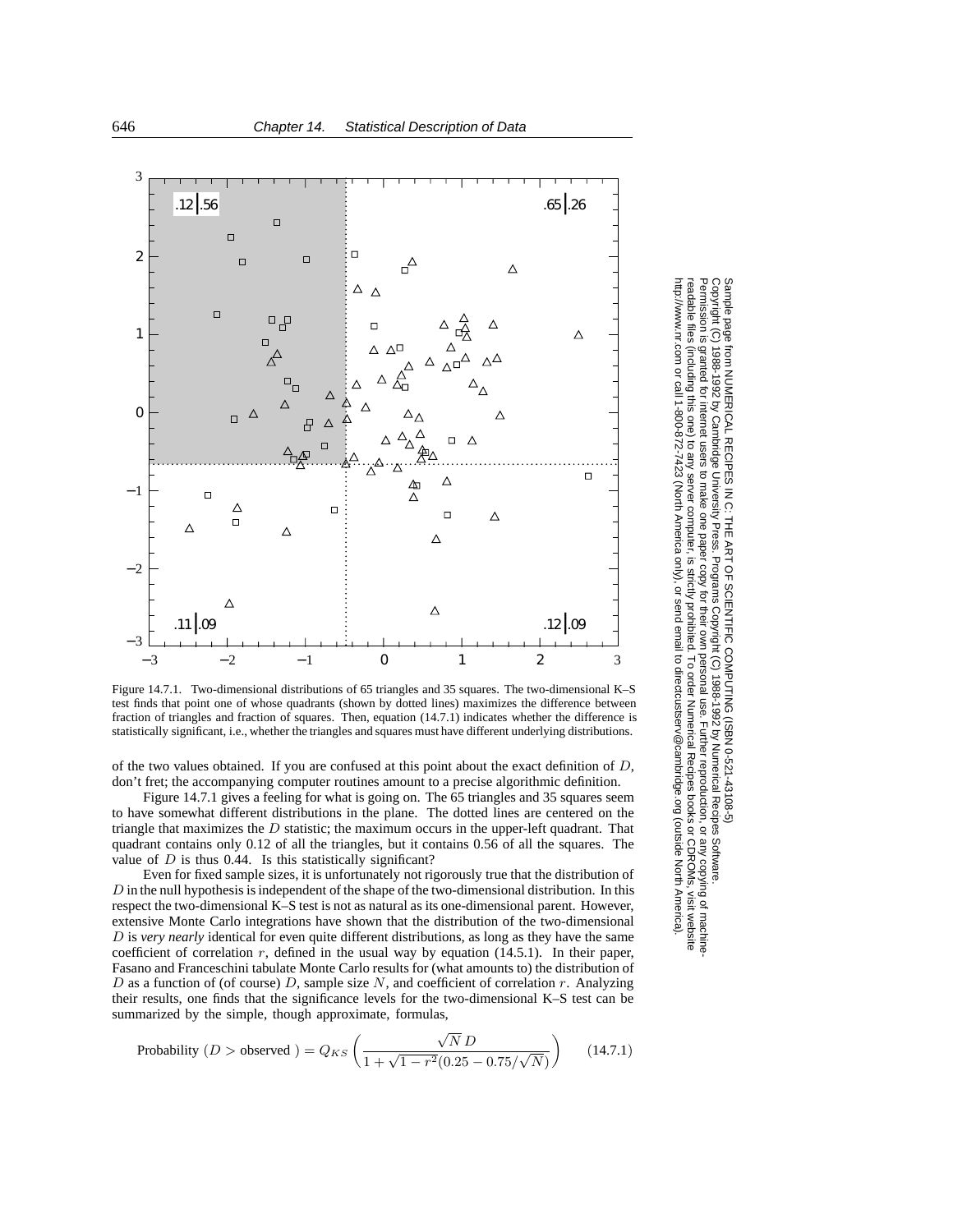Figure 14.7.1. Two-dimensional distributions of 65 triangles and 35 squares. The two-dimensional K–S test finds that point one of whose quadrants (shown by dotted lines) maximizes the difference between fraction of triangles and fraction of squares. Then, equation (14.7.1) indicates whether the difference is statistically significant, i.e., whether the triangles and squares must have different underlying distributions.

of the two values obtained. If you are confused at this point about the exact definition of $D$, don't fret; the accompanying computer routines amount to a precise algorithmic definition.

Figure 14.7.1 gives a feeling for what is going on. The 65 triangles and 35 squares seem to have somewhat different distributions in the plane. The dotted lines are centered on the triangle that maximizes the $D$ statistic; the maximum occurs in the upper-left quadrant. That quadrant contains only 0.12 of all the triangles, but it contains 0.56 of all the squares. The value of $D$ is thus 0.44. Is this statistically significant?

Even for fixed sample sizes, it is unfortunately not rigorously true that the distribution of $D$ in the null hypothesis is independent of the shape of the two-dimensional distribution. In this respect the two-dimensional K–S test is not as natural as its one-dimensional parent. However, extensive Monte Carlo integrations have shown that the distribution of the two-dimensional $D$ is *very nearly* identical for even quite different distributions, as long as they have the same coefficient of correlation $r$, defined in the usual way by equation (14.5.1). In their paper, Fasano and Franceschini tabulate Monte Carlo results for (what amounts to) the distribution of $D$ as a function of (of course) $D$, sample size $N$, and coefficient of correlation $r$. Analyzing their results, one finds that the significance levels for the two-dimensional K–S test can be summarized by the simple, though approximate, formulas,

$$\text{Probability}\ (D > \text{observed}\ ) = Q_{KS}\left(\frac{\sqrt{N}\,D}{1+\sqrt{1-r^2}(0.25-0.75/\sqrt{N})}\right) \tag{14.7.1}$$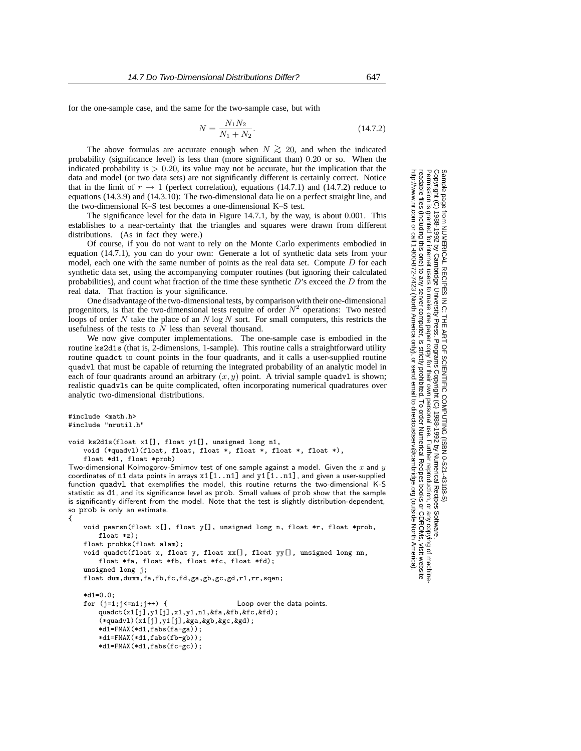for the one-sample case, and the same for the two-sample case, but with

$$N = \frac{N_1 N_2}{N_1 + N_2}. \tag{14.7.2}$$

The above formulas are accurate enough when $N \gtrsim 20$, and when the indicated probability (significance level) is less than (more significant than) $0.20$ or so. When the indicated probability is $> 0.20$, its value may not be accurate, but the implication that the data and model (or two data sets) are not significantly different is certainly correct. Notice that in the limit of $r \to 1$ (perfect correlation), equations (14.7.1) and (14.7.2) reduce to equations (14.3.9) and (14.3.10): The two-dimensional data lie on a perfect straight line, and the two-dimensional K–S test becomes a one-dimensional K–S test.

The significance level for the data in Figure 14.7.1, by the way, is about 0.001. This establishes to a near-certainty that the triangles and squares were drawn from different distributions. (As in fact they were.)

Of course, if you do not want to rely on the Monte Carlo experiments embodied in equation (14.7.1), you can do your own: Generate a lot of synthetic data sets from your model, each one with the same number of points as the real data set. Compute $D$ for each synthetic data set, using the accompanying computer routines (but ignoring their calculated probabilities), and count what fraction of the time these synthetic $D$'s exceed the $D$ from the real data. That fraction is your significance.

One disadvantage of the two-dimensional tests, by comparison with their one-dimensional progenitors, is that the two-dimensional tests require of order $N^2$ operations: Two nested loops of order $N$ take the place of an $N \log N$ sort. For small computers, this restricts the usefulness of the tests to $N$ less than several thousand.

We now give computer implementations. The one-sample case is embodied in the routine ks2d1s (that is, 2-dimensions, 1-sample). This routine calls a straightforward utility routine quadct to count points in the four quadrants, and it calls a user-supplied routine quadvl that must be capable of returning the integrated probability of an analytic model in each of four quadrants around an arbitrary $(x, y)$ point. A trivial sample quadvl is shown; realistic quadvls can be quite complicated, often incorporating numerical quadratures over analytic two-dimensional distributions.

```
#include <math.h>
#include "nrutil.h"

void ks2d1s(float x1[], float y1[], unsigned long n1,
    void (*quadvl)(float, float, float *, float *, float *, float *),
    float *d1, float *prob)
```

Two-dimensional Kolmogorov-Smirnov test of one sample against a model. Given the $x$ and $y$ coordinates of n1 data points in arrays x1[1..n1] and y1[1..n1], and given a user-supplied function quadvl that exemplifies the model, this routine returns the two-dimensional K-S statistic as d1, and its significance level as prob. Small values of prob show that the sample is significantly different from the model. Note that the test is slightly distribution-dependent, so prob is only an estimate.

```
{
    void pearsn(float x[], float y[], unsigned long n, float *r, float *prob,
        float *z);
    float probks(float alam);
    void quadct(float x, float y, float xx[], float yy[], unsigned long nn,
        float *fa, float *fb, float *fc, float *fd);
    unsigned long j;
    float dum,dumm,fa,fb,fc,fd,ga,gb,gc,gd,r1,rr,sqen;

    *d1=0.0;
    for (j=1;j<=n1;j++) {                    Loop over the data points.
        quadct(x1[j],y1[j],x1,y1,n1,&fa,&fb,&fc,&fd);
        (*quadvl)(x1[j],y1[j],&ga,&gb,&gc,&gd);
        *d1=FMAX(*d1,fabs(fa-ga));
        *d1=FMAX(*d1,fabs(fb-gb));
        *d1=FMAX(*d1,fabs(fc-gc));
```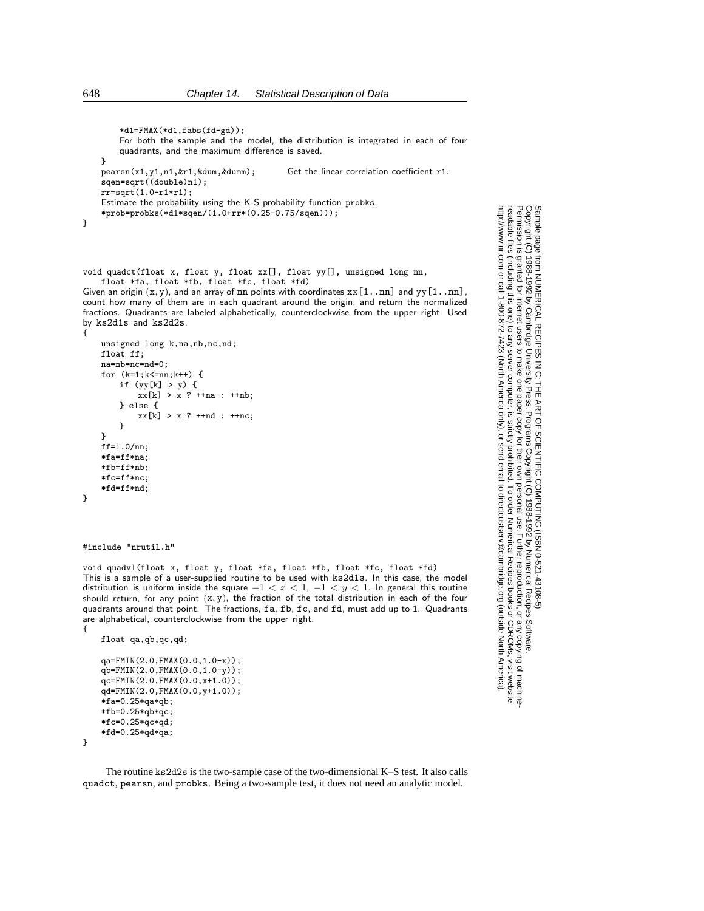```
        *d1=FMAX(*d1,fabs(fd-gd));
        For both the sample and the model, the distribution is integrated in each of four
        quadrants, and the maximum difference is saved.
    }
    pearsn(x1,y1,n1,&r1,&dum,&dumm);        Get the linear correlation coefficient r1.
    sqen=sqrt((double)n1);
    rr=sqrt(1.0-r1*r1);
    Estimate the probability using the K-S probability function probks.
    *prob=probks(*d1*sqen/(1.0+rr*(0.25-0.75/sqen)));
}
```

```
void quadct(float x, float y, float xx[], float yy[], unsigned long nn,
    float *fa, float *fb, float *fc, float *fd)
```

Given an origin $(x, y)$, and an array of `nn` points with coordinates `xx[1..nn]` and `yy[1..nn]`, count how many of them are in each quadrant around the origin, and return the normalized fractions. Quadrants are labeled alphabetically, counterclockwise from the upper right. Used by `ks2d1s` and `ks2d2s`.

```
{
    unsigned long k,na,nb,nc,nd;
    float ff;
    na=nb=nc=nd=0;
    for (k=1;k<=nn;k++) {
        if (yy[k] > y) {
            xx[k] > x ? ++na : ++nb;
        } else {
            xx[k] > x ? ++nd : ++nc;
        }
    }
    ff=1.0/nn;
    *fa=ff*na;
    *fb=ff*nb;
    *fc=ff*nc;
    *fd=ff*nd;
}
```

```
#include "nrutil.h"

void quadvl(float x, float y, float *fa, float *fb, float *fc, float *fd)
```

This is a sample of a user-supplied routine to be used with `ks2d1s`. In this case, the model distribution is uniform inside the square $-1 < x < 1$, $-1 < y < 1$. In general this routine should return, for any point $(x, y)$, the fraction of the total distribution in each of the four quadrants around that point. The fractions, `fa`, `fb`, `fc`, and `fd`, must add up to 1. Quadrants are alphabetical, counterclockwise from the upper right.

```
{
    float qa,qb,qc,qd;

    qa=FMIN(2.0,FMAX(0.0,1.0-x));
    qb=FMIN(2.0,FMAX(0.0,1.0-y));
    qc=FMIN(2.0,FMAX(0.0,x+1.0));
    qd=FMIN(2.0,FMAX(0.0,y+1.0));
    *fa=0.25*qa*qb;
    *fb=0.25*qb*qc;
    *fc=0.25*qc*qd;
    *fd=0.25*qd*qa;
}
```

The routine `ks2d2s` is the two-sample case of the two-dimensional K–S test. It also calls `quadct`, `pearsn`, and `probks`. Being a two-sample test, it does not need an analytic model.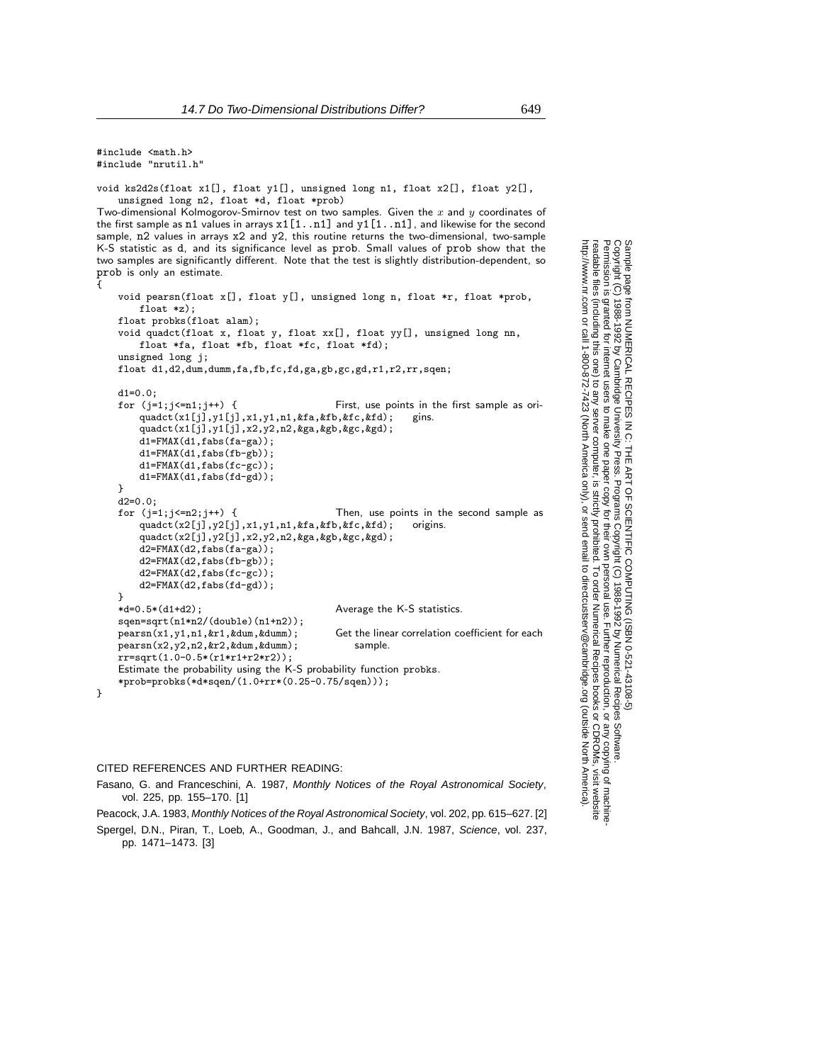```c
#include <math.h>
#include "nrutil.h"

void ks2d2s(float x1[], float y1[], unsigned long n1, float x2[], float y2[],
    unsigned long n2, float *d, float *prob)
```

Two-dimensional Kolmogorov-Smirnov test on two samples. Given the $x$ and $y$ coordinates of the first sample as n1 values in arrays x1[1..n1] and y1[1..n1], and likewise for the second sample, n2 values in arrays x2 and y2, this routine returns the two-dimensional, two-sample K-S statistic as d, and its significance level as prob. Small values of prob show that the two samples are significantly different. Note that the test is slightly distribution-dependent, so prob is only an estimate.

```c
{
    void pearsn(float x[], float y[], unsigned long n, float *r, float *prob,
        float *z);
    float probks(float alam);
    void quadct(float x, float y, float xx[], float yy[], unsigned long nn,
        float *fa, float *fb, float *fc, float *fd);
    unsigned long j;
    float d1,d2,dum,dumm,fa,fb,fc,fd,ga,gb,gc,gd,r1,r2,rr,sqen;

    d1=0.0;
    for (j=1;j<=n1;j++) {                       First, use points in the first sample as ori-
        quadct(x1[j],y1[j],x1,y1,n1,&fa,&fb,&fc,&fd);      gins.
        quadct(x1[j],y1[j],x2,y2,n2,&ga,&gb,&gc,&gd);
        d1=FMAX(d1,fabs(fa-ga));
        d1=FMAX(d1,fabs(fb-gb));
        d1=FMAX(d1,fabs(fc-gc));
        d1=FMAX(d1,fabs(fd-gd));
    }
    d2=0.0;
    for (j=1;j<=n2;j++) {                       Then, use points in the second sample as
        quadct(x2[j],y2[j],x1,y1,n1,&fa,&fb,&fc,&fd);      origins.
        quadct(x2[j],y2[j],x2,y2,n2,&ga,&gb,&gc,&gd);
        d2=FMAX(d2,fabs(fa-ga));
        d2=FMAX(d2,fabs(fb-gb));
        d2=FMAX(d2,fabs(fc-gc));
        d2=FMAX(d2,fabs(fd-gd));
    }
    *d=0.5*(d1+d2);                             Average the K-S statistics.
    sqen=sqrt(n1*n2/(double)(n1+n2));
    pearsn(x1,y1,n1,&r1,&dum,&dumm);            Get the linear correlation coefficient for each
    pearsn(x2,y2,n2,&r2,&dum,&dumm);               sample.
    rr=sqrt(1.0-0.5*(r1*r1+r2*r2));
    Estimate the probability using the K-S probability function probks.
    *prob=probks(*d*sqen/(1.0+rr*(0.25-0.75/sqen)));
}
```

CITED REFERENCES AND FURTHER READING:

Fasano, G. and Franceschini, A. 1987, *Monthly Notices of the Royal Astronomical Society*, vol. 225, pp. 155–170. [1]

Peacock, J.A. 1983, *Monthly Notices of the Royal Astronomical Society*, vol. 202, pp. 615–627. [2]

Spergel, D.N., Piran, T., Loeb, A., Goodman, J., and Bahcall, J.N. 1987, *Science*, vol. 237, pp. 1471–1473. [3]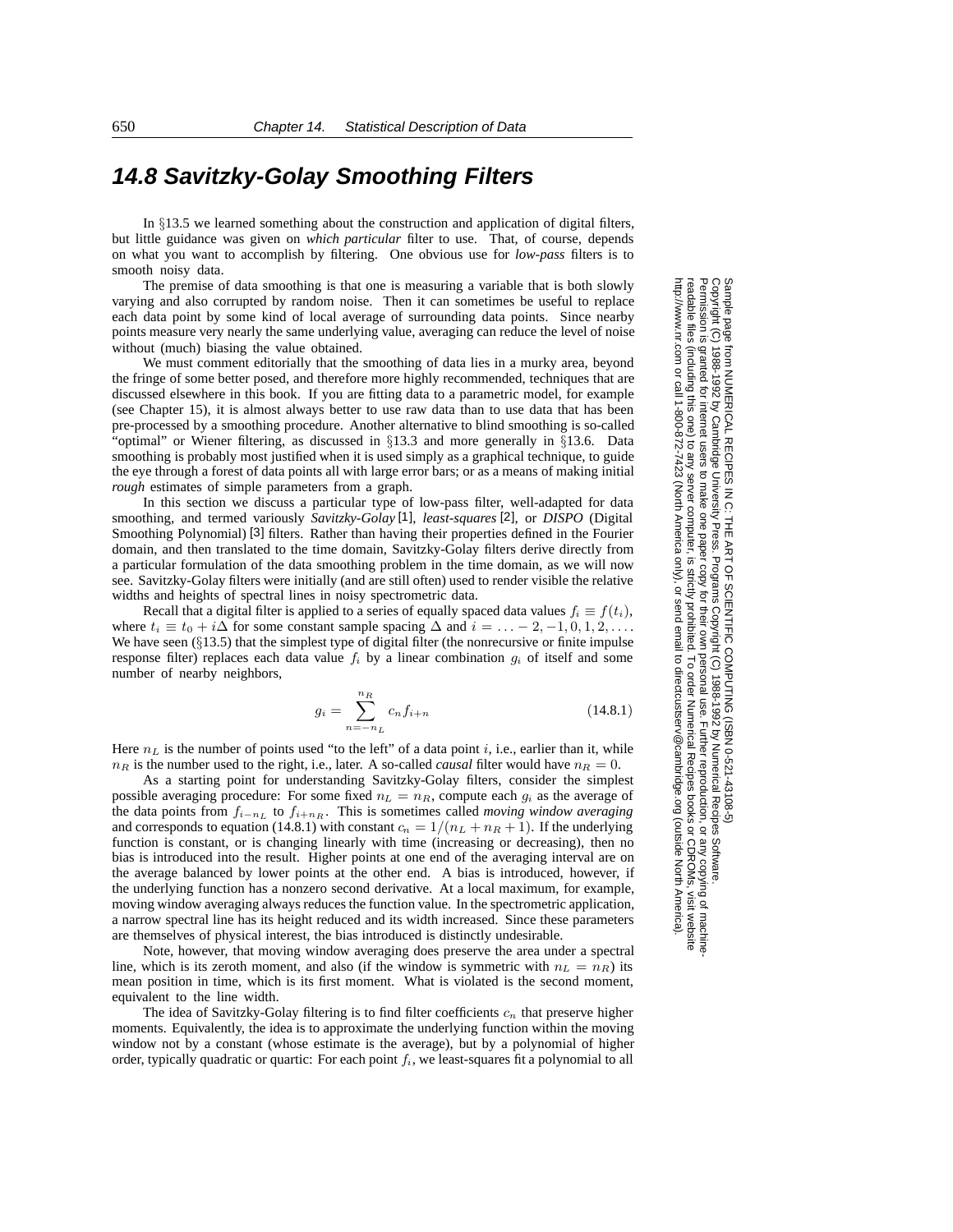## 14.8 Savitzky-Golay Smoothing Filters

In §13.5 we learned something about the construction and application of digital filters, but little guidance was given on *which particular* filter to use. That, of course, depends on what you want to accomplish by filtering. One obvious use for *low-pass* filters is to smooth noisy data.

The premise of data smoothing is that one is measuring a variable that is both slowly varying and also corrupted by random noise. Then it can sometimes be useful to replace each data point by some kind of local average of surrounding data points. Since nearby points measure very nearly the same underlying value, averaging can reduce the level of noise without (much) biasing the value obtained.

We must comment editorially that the smoothing of data lies in a murky area, beyond the fringe of some better posed, and therefore more highly recommended, techniques that are discussed elsewhere in this book. If you are fitting data to a parametric model, for example (see Chapter 15), it is almost always better to use raw data than to use data that has been pre-processed by a smoothing procedure. Another alternative to blind smoothing is so-called "optimal" or Wiener filtering, as discussed in §13.3 and more generally in §13.6. Data smoothing is probably most justified when it is used simply as a graphical technique, to guide the eye through a forest of data points all with large error bars; or as a means of making initial *rough* estimates of simple parameters from a graph.

In this section we discuss a particular type of low-pass filter, well-adapted for data smoothing, and termed variously *Savitzky-Golay* [1], *least-squares* [2], or *DISPO* (Digital Smoothing Polynomial) [3] filters. Rather than having their properties defined in the Fourier domain, and then translated to the time domain, Savitzky-Golay filters derive directly from a particular formulation of the data smoothing problem in the time domain, as we will now see. Savitzky-Golay filters were initially (and are still often) used to render visible the relative widths and heights of spectral lines in noisy spectrometric data.

Recall that a digital filter is applied to a series of equally spaced data values $f_i \equiv f(t_i)$, where $t_i \equiv t_0 + i\Delta$ for some constant sample spacing $\Delta$ and $i = \ldots -2, -1, 0, 1, 2, \ldots$. We have seen (§13.5) that the simplest type of digital filter (the nonrecursive or finite impulse response filter) replaces each data value $f_i$ by a linear combination $g_i$ of itself and some number of nearby neighbors,

$$g_i = \sum_{n=-n_L}^{n_R} c_n f_{i+n} \tag{14.8.1}$$

Here $n_L$ is the number of points used "to the left" of a data point $i$, i.e., earlier than it, while $n_R$ is the number used to the right, i.e., later. A so-called *causal* filter would have $n_R = 0$.

As a starting point for understanding Savitzky-Golay filters, consider the simplest possible averaging procedure: For some fixed $n_L = n_R$, compute each $g_i$ as the average of the data points from $f_{i-n_L}$ to $f_{i+n_R}$. This is sometimes called *moving window averaging* and corresponds to equation (14.8.1) with constant $c_n = 1/(n_L + n_R + 1)$. If the underlying function is constant, or is changing linearly with time (increasing or decreasing), then no bias is introduced into the result. Higher points at one end of the averaging interval are on the average balanced by lower points at the other end. A bias is introduced, however, if the underlying function has a nonzero second derivative. At a local maximum, for example, moving window averaging always reduces the function value. In the spectrometric application, a narrow spectral line has its height reduced and its width increased. Since these parameters are themselves of physical interest, the bias introduced is distinctly undesirable.

Note, however, that moving window averaging does preserve the area under a spectral line, which is its zeroth moment, and also (if the window is symmetric with $n_L = n_R$) its mean position in time, which is its first moment. What is violated is the second moment, equivalent to the line width.

The idea of Savitzky-Golay filtering is to find filter coefficients $c_n$ that preserve higher moments. Equivalently, the idea is to approximate the underlying function within the moving window not by a constant (whose estimate is the average), but by a polynomial of higher order, typically quadratic or quartic: For each point $f_i$, we least-squares fit a polynomial to all